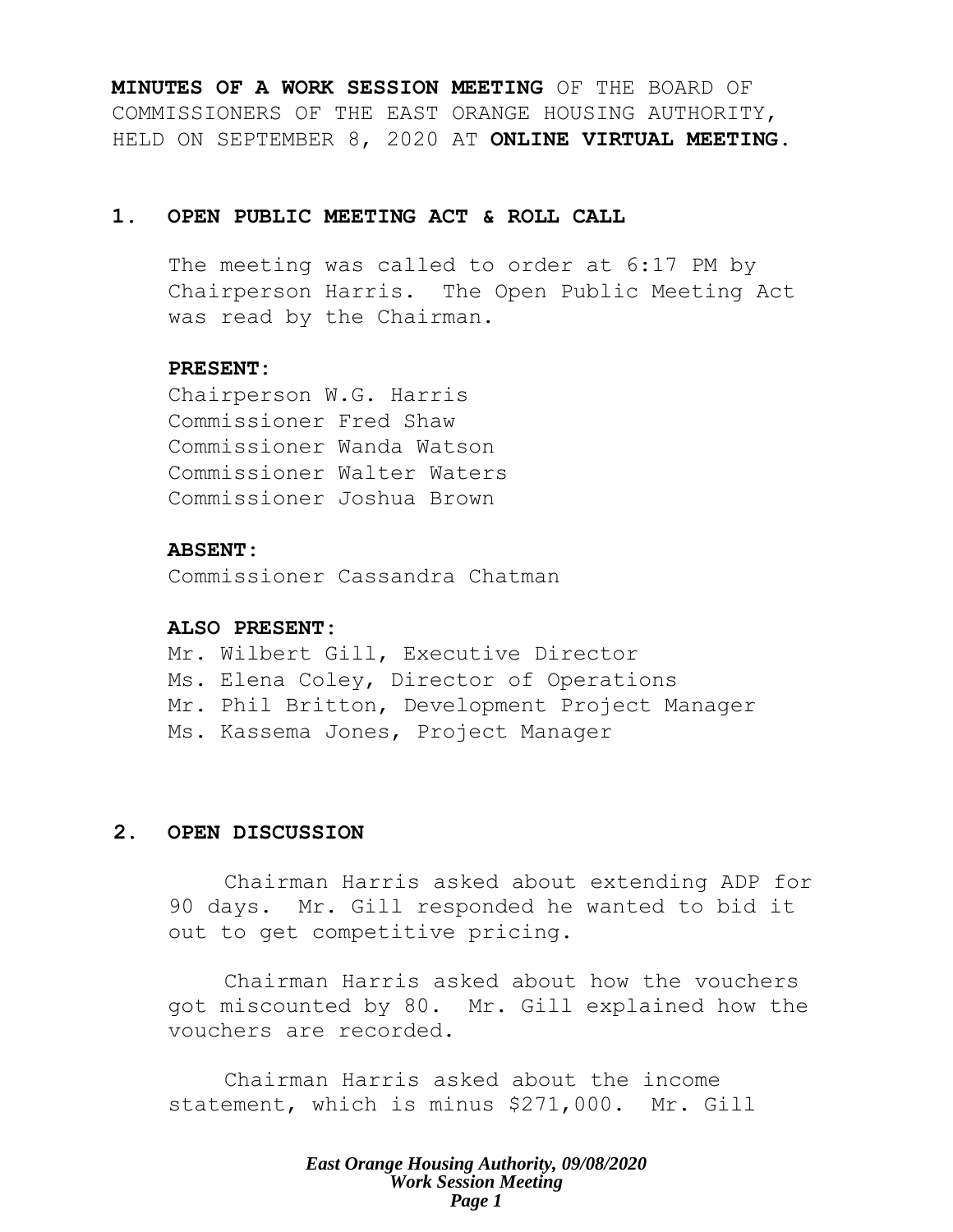**MINUTES OF A WORK SESSION MEETING** OF THE BOARD OF COMMISSIONERS OF THE EAST ORANGE HOUSING AUTHORITY, HELD ON SEPTEMBER 8, 2020 AT **ONLINE VIRTUAL MEETING.**

## 1. OPEN PUBLIC MEETING ACT & ROLL CALL

The meeting was called to order at 6:17 PM by Chairperson Harris. The Open Public Meeting Act was read by the Chairman.

**PRESENT:**
Chairperson W.G. Harris
Commissioner Fred Shaw
Commissioner Wanda Watson
Commissioner Walter Waters
Commissioner Joshua Brown

**ABSENT:**
Commissioner Cassandra Chatman

**ALSO PRESENT:**
Mr. Wilbert Gill, Executive Director
Ms. Elena Coley, Director of Operations
Mr. Phil Britton, Development Project Manager
Ms. Kassema Jones, Project Manager

## 2. OPEN DISCUSSION

Chairman Harris asked about extending ADP for 90 days. Mr. Gill responded he wanted to bid it out to get competitive pricing.

Chairman Harris asked about how the vouchers got miscounted by 80. Mr. Gill explained how the vouchers are recorded.

Chairman Harris asked about the income statement, which is minus $271,000. Mr. Gill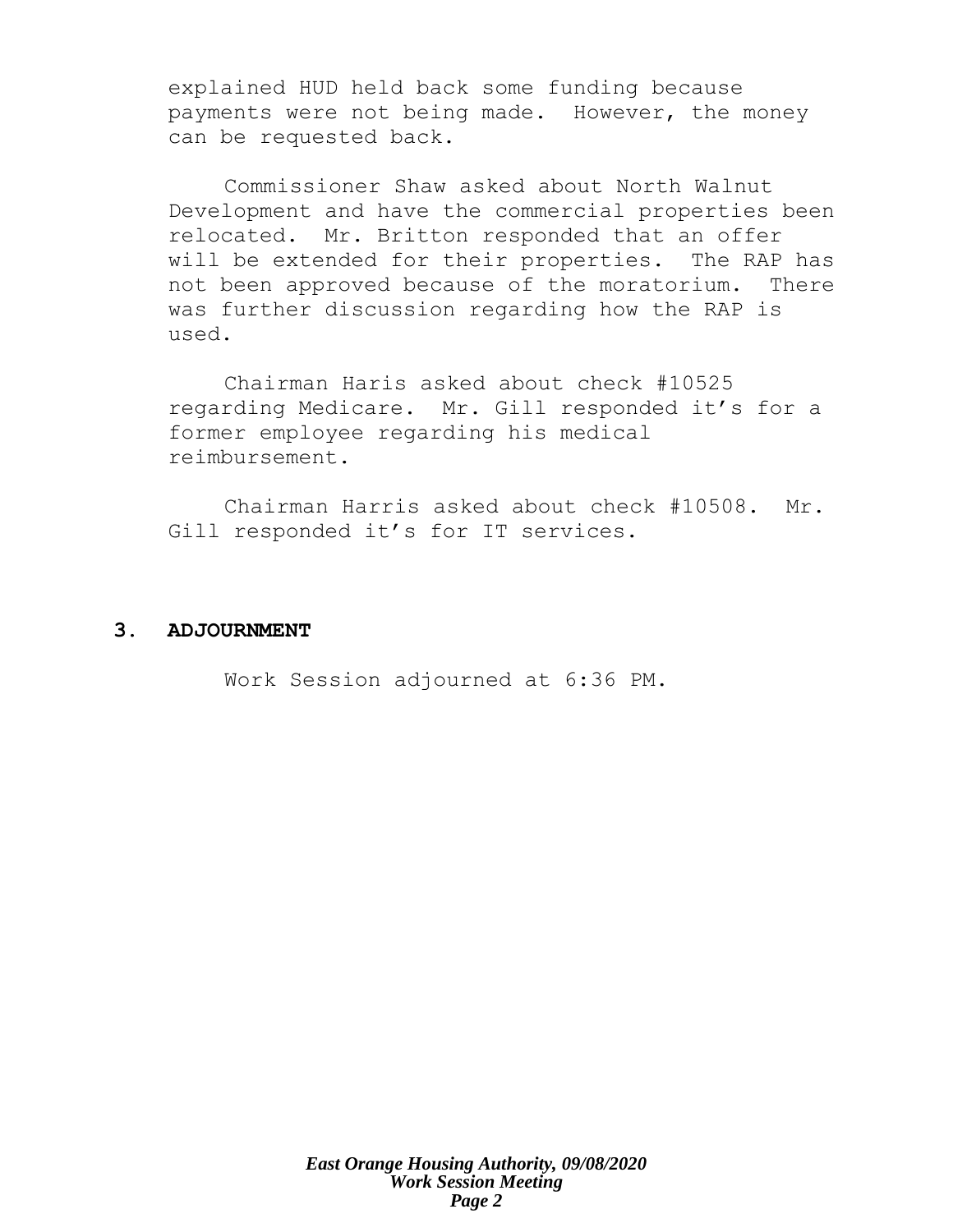explained HUD held back some funding because payments were not being made. However, the money can be requested back.

Commissioner Shaw asked about North Walnut Development and have the commercial properties been relocated. Mr. Britton responded that an offer will be extended for their properties. The RAP has not been approved because of the moratorium. There was further discussion regarding how the RAP is used.

Chairman Haris asked about check #10525 regarding Medicare. Mr. Gill responded it's for a former employee regarding his medical reimbursement.

Chairman Harris asked about check #10508. Mr. Gill responded it's for IT services.

## 3. ADJOURNMENT

Work Session adjourned at 6:36 PM.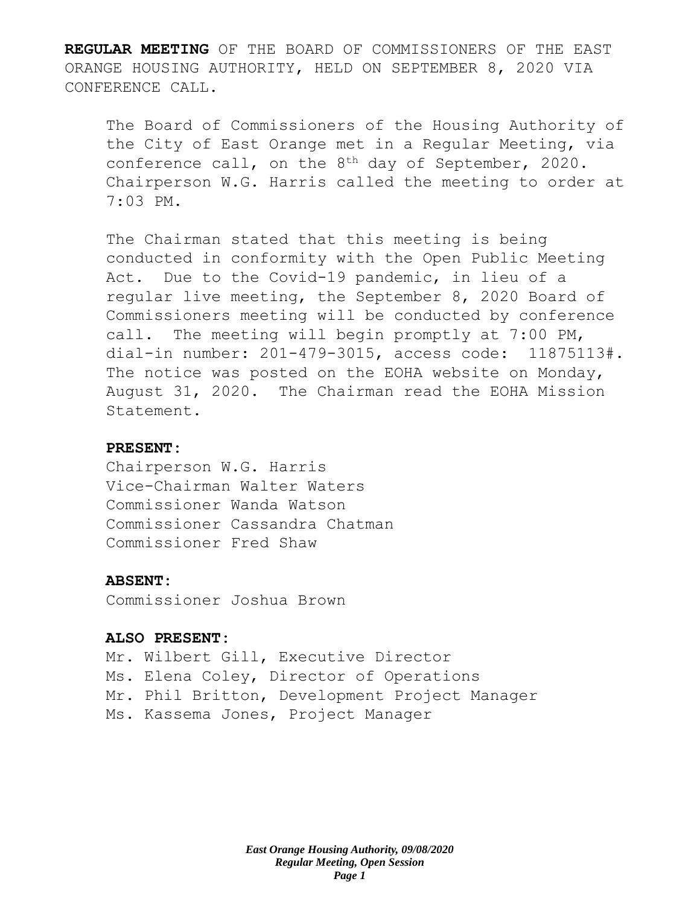**REGULAR MEETING** OF THE BOARD OF COMMISSIONERS OF THE EAST ORANGE HOUSING AUTHORITY, HELD ON SEPTEMBER 8, 2020 VIA CONFERENCE CALL.

The Board of Commissioners of the Housing Authority of the City of East Orange met in a Regular Meeting, via conference call, on the 8th day of September, 2020. Chairperson W.G. Harris called the meeting to order at 7:03 PM.

The Chairman stated that this meeting is being conducted in conformity with the Open Public Meeting Act. Due to the Covid-19 pandemic, in lieu of a regular live meeting, the September 8, 2020 Board of Commissioners meeting will be conducted by conference call. The meeting will begin promptly at 7:00 PM, dial-in number: 201-479-3015, access code: 11875113#. The notice was posted on the EOHA website on Monday, August 31, 2020. The Chairman read the EOHA Mission Statement.

**PRESENT:**

Chairperson W.G. Harris
Vice-Chairman Walter Waters
Commissioner Wanda Watson
Commissioner Cassandra Chatman
Commissioner Fred Shaw

**ABSENT:**

Commissioner Joshua Brown

**ALSO PRESENT:**

Mr. Wilbert Gill, Executive Director
Ms. Elena Coley, Director of Operations
Mr. Phil Britton, Development Project Manager
Ms. Kassema Jones, Project Manager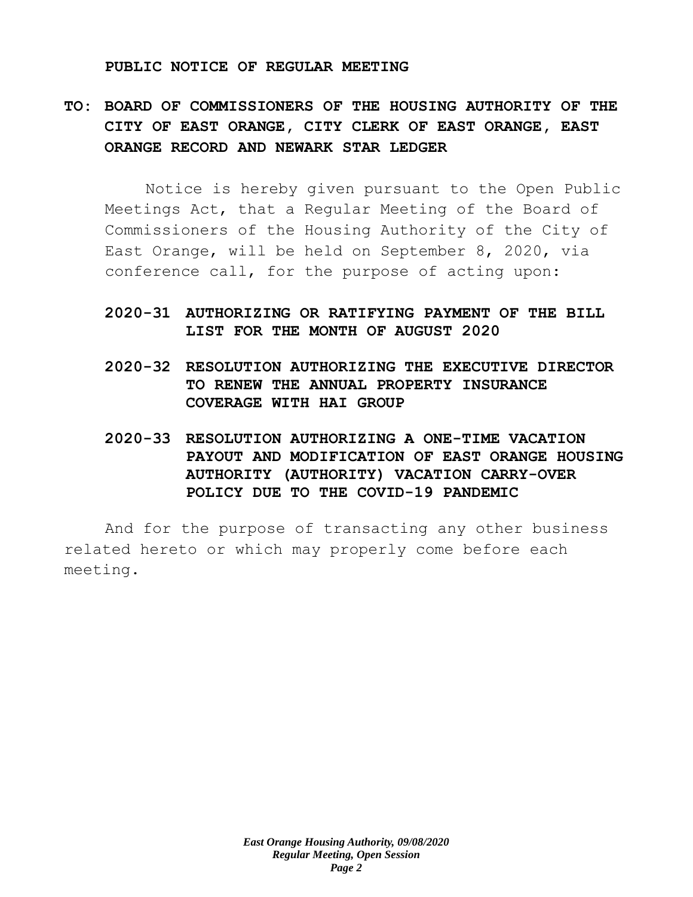**PUBLIC NOTICE OF REGULAR MEETING**

**TO: BOARD OF COMMISSIONERS OF THE HOUSING AUTHORITY OF THE CITY OF EAST ORANGE, CITY CLERK OF EAST ORANGE, EAST ORANGE RECORD AND NEWARK STAR LEDGER**

Notice is hereby given pursuant to the Open Public Meetings Act, that a Regular Meeting of the Board of Commissioners of the Housing Authority of the City of East Orange, will be held on September 8, 2020, via conference call, for the purpose of acting upon:

**2020-31 AUTHORIZING OR RATIFYING PAYMENT OF THE BILL LIST FOR THE MONTH OF AUGUST 2020**

**2020-32 RESOLUTION AUTHORIZING THE EXECUTIVE DIRECTOR TO RENEW THE ANNUAL PROPERTY INSURANCE COVERAGE WITH HAI GROUP**

**2020-33 RESOLUTION AUTHORIZING A ONE-TIME VACATION PAYOUT AND MODIFICATION OF EAST ORANGE HOUSING AUTHORITY (AUTHORITY) VACATION CARRY-OVER POLICY DUE TO THE COVID-19 PANDEMIC**

And for the purpose of transacting any other business related hereto or which may properly come before each meeting.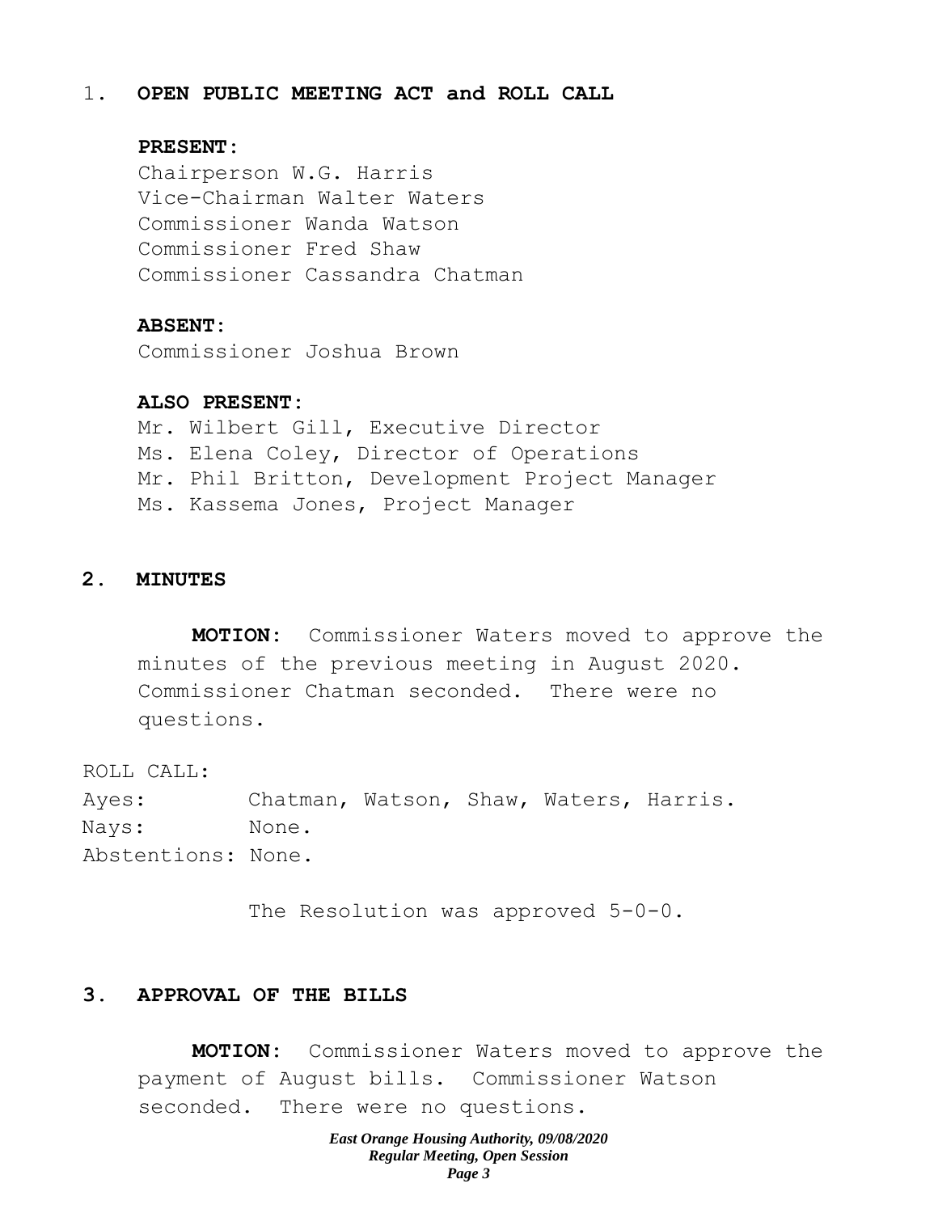1. **OPEN PUBLIC MEETING ACT and ROLL CALL**

**PRESENT:**

Chairperson W.G. Harris
Vice-Chairman Walter Waters
Commissioner Wanda Watson
Commissioner Fred Shaw
Commissioner Cassandra Chatman

**ABSENT:**

Commissioner Joshua Brown

**ALSO PRESENT:**

Mr. Wilbert Gill, Executive Director
Ms. Elena Coley, Director of Operations
Mr. Phil Britton, Development Project Manager
Ms. Kassema Jones, Project Manager

**2. MINUTES**

**MOTION:** Commissioner Waters moved to approve the minutes of the previous meeting in August 2020. Commissioner Chatman seconded. There were no questions.

ROLL CALL:
Ayes: Chatman, Watson, Shaw, Waters, Harris.
Nays: None.
Abstentions: None.

The Resolution was approved 5-0-0.

**3. APPROVAL OF THE BILLS**

**MOTION:** Commissioner Waters moved to approve the payment of August bills. Commissioner Watson seconded. There were no questions.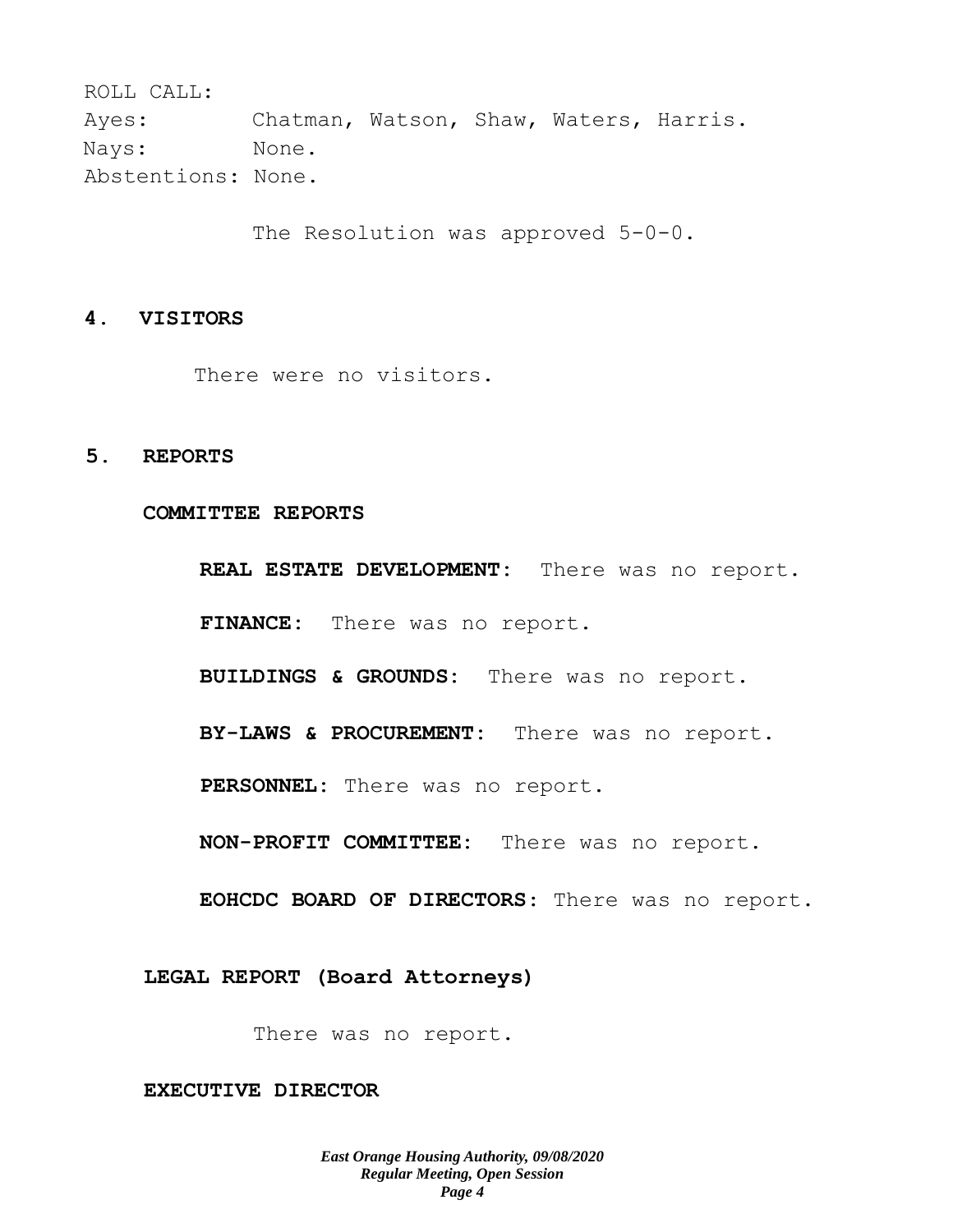ROLL CALL:
Ayes: Chatman, Watson, Shaw, Waters, Harris.
Nays: None.
Abstentions: None.

The Resolution was approved 5-0-0.

## 4. VISITORS

There were no visitors.

## 5. REPORTS

### COMMITTEE REPORTS

**REAL ESTATE DEVELOPMENT:** There was no report.

**FINANCE:** There was no report.

**BUILDINGS & GROUNDS:** There was no report.

**BY-LAWS & PROCUREMENT:** There was no report.

**PERSONNEL:** There was no report.

**NON-PROFIT COMMITTEE:** There was no report.

**EOHCDC BOARD OF DIRECTORS:** There was no report.

### LEGAL REPORT (Board Attorneys)

There was no report.

### EXECUTIVE DIRECTOR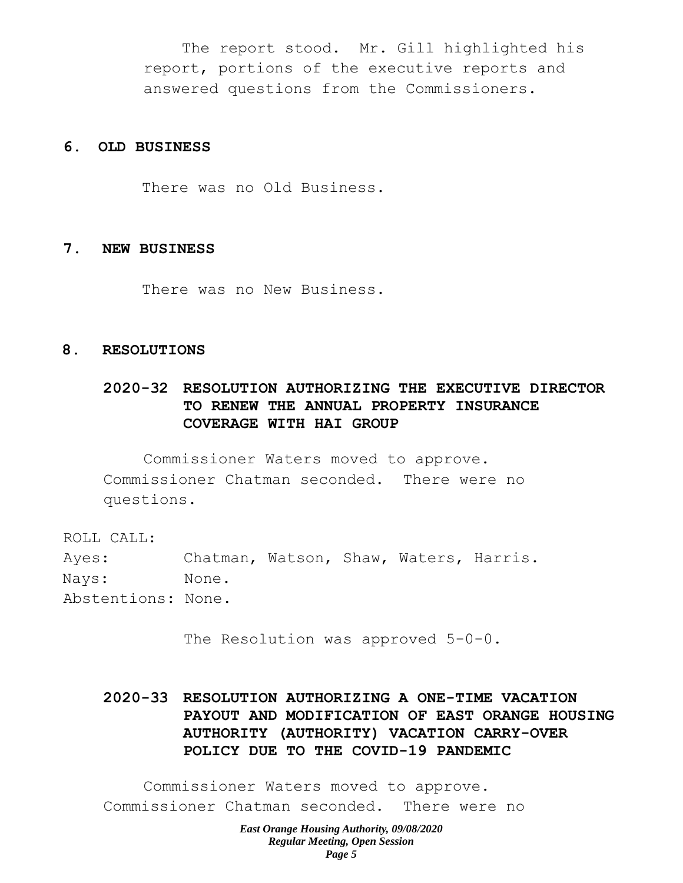The report stood. Mr. Gill highlighted his report, portions of the executive reports and answered questions from the Commissioners.

## 6. OLD BUSINESS

There was no Old Business.

## 7. NEW BUSINESS

There was no New Business.

## 8. RESOLUTIONS

### 2020-32 RESOLUTION AUTHORIZING THE EXECUTIVE DIRECTOR TO RENEW THE ANNUAL PROPERTY INSURANCE COVERAGE WITH HAI GROUP

Commissioner Waters moved to approve. Commissioner Chatman seconded. There were no questions.

ROLL CALL:
Ayes: Chatman, Watson, Shaw, Waters, Harris.
Nays: None.
Abstentions: None.

The Resolution was approved 5-0-0.

### 2020-33 RESOLUTION AUTHORIZING A ONE-TIME VACATION PAYOUT AND MODIFICATION OF EAST ORANGE HOUSING AUTHORITY (AUTHORITY) VACATION CARRY-OVER POLICY DUE TO THE COVID-19 PANDEMIC

Commissioner Waters moved to approve. Commissioner Chatman seconded. There were no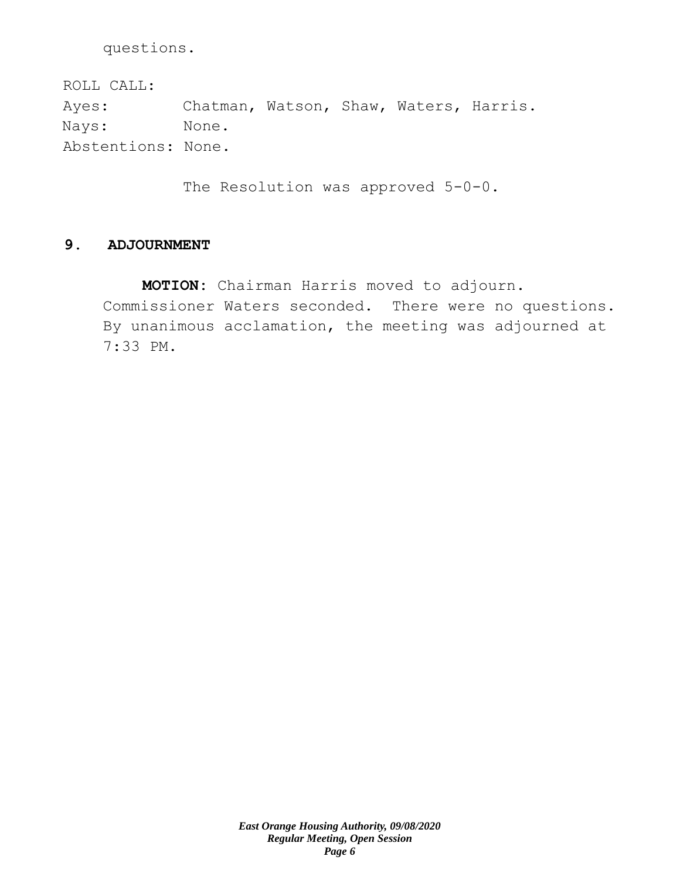questions.

ROLL CALL:
Ayes: Chatman, Watson, Shaw, Waters, Harris.
Nays: None.
Abstentions: None.

The Resolution was approved 5-0-0.

## 9. ADJOURNMENT

**MOTION**: Chairman Harris moved to adjourn. Commissioner Waters seconded. There were no questions. By unanimous acclamation, the meeting was adjourned at 7:33 PM.